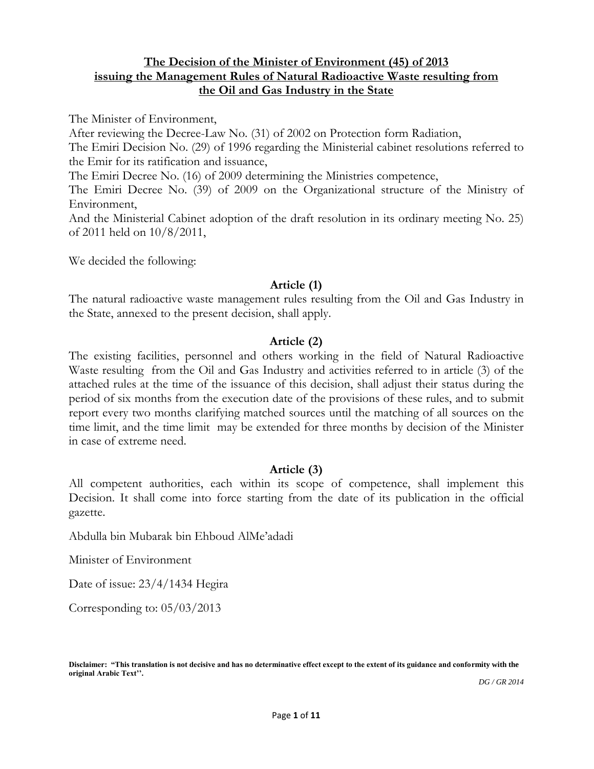# The Decision of the Minister of Environment (45) of 2013 issuing the Management Rules of Natural Radioactive Waste resulting from the Oil and Gas Industry in the State

The Minister of Environment,

After reviewing the Decree-Law No. (31) of 2002 on Protection form Radiation,

The Emiri Decision No. (29) of 1996 regarding the Ministerial cabinet resolutions referred to the Emir for its ratification and issuance,

The Emiri Decree No. (16) of 2009 determining the Ministries competence,

The Emiri Decree No. (39) of 2009 on the Organizational structure of the Ministry of Environment,

And the Ministerial Cabinet adoption of the draft resolution in its ordinary meeting No. 25) of 2011 held on 10/8/2011,

We decided the following:

### Article (1)

The natural radioactive waste management rules resulting from the Oil and Gas Industry in the State, annexed to the present decision, shall apply.

### Article (2)

The existing facilities, personnel and others working in the field of Natural Radioactive Waste resulting from the Oil and Gas Industry and activities referred to in article (3) of the attached rules at the time of the issuance of this decision, shall adjust their status during the period of six months from the execution date of the provisions of these rules, and to submit report every two months clarifying matched sources until the matching of all sources on the time limit, and the time limit may be extended for three months by decision of the Minister in case of extreme need.

### Article (3)

All competent authorities, each within its scope of competence, shall implement this Decision. It shall come into force starting from the date of its publication in the official gazette.

Abdulla bin Mubarak bin Ehboud AlMe'adadi

Minister of Environment

Date of issue: 23/4/1434 Hegira

Corresponding to: 05/03/2013

**Disclaimer: "This translation is not decisive and has no determinative effect except to the extent of its guidance and conformity with the original Arabic Text''.**

*DG / GR 2014*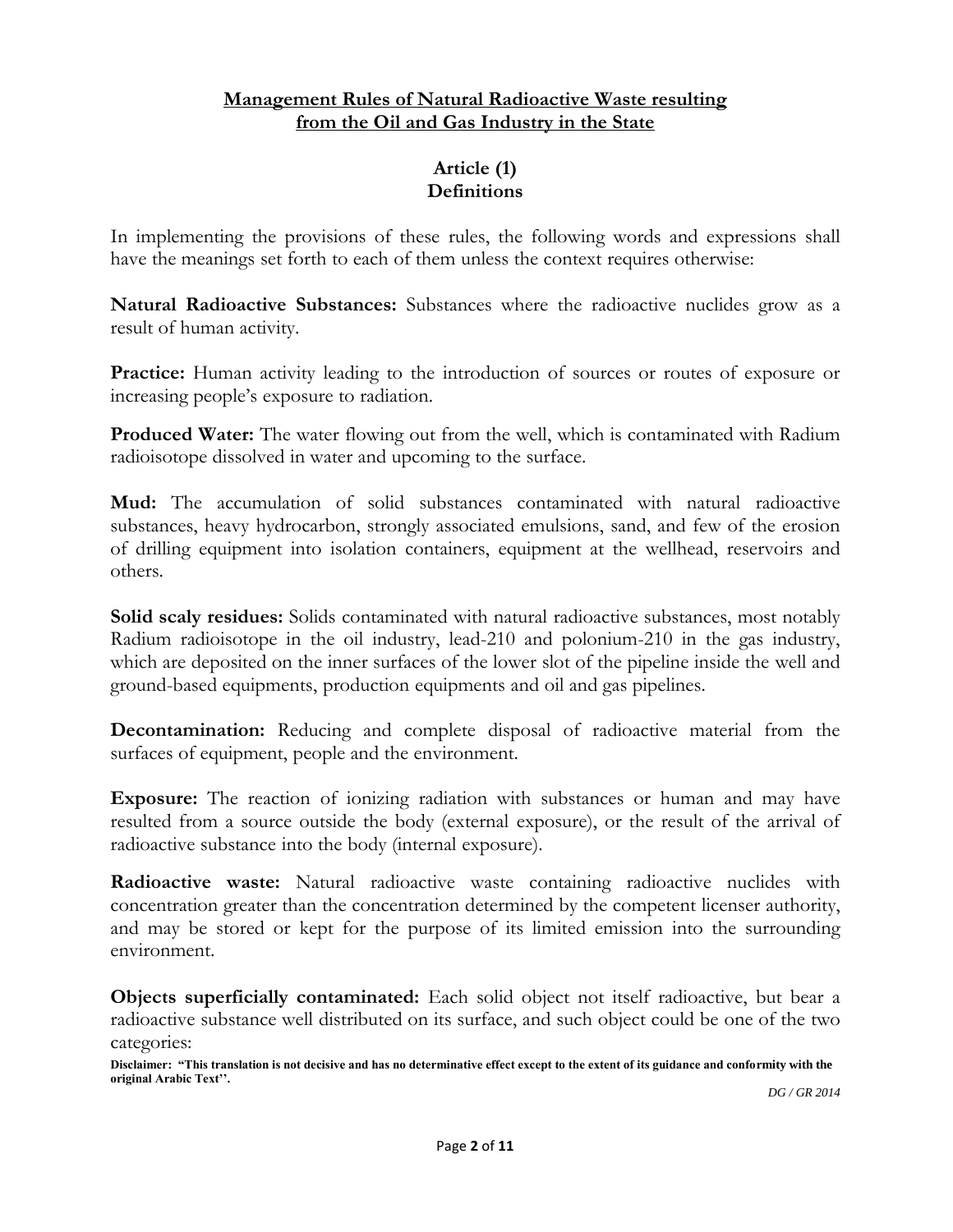**Management Rules of Natural Radioactive Waste resulting from the Oil and Gas Industry in the State**

## Article (1)
## Definitions

In implementing the provisions of these rules, the following words and expressions shall have the meanings set forth to each of them unless the context requires otherwise:

**Natural Radioactive Substances:** Substances where the radioactive nuclides grow as a result of human activity.

**Practice:** Human activity leading to the introduction of sources or routes of exposure or increasing people's exposure to radiation.

**Produced Water:** The water flowing out from the well, which is contaminated with Radium radioisotope dissolved in water and upcoming to the surface.

**Mud:** The accumulation of solid substances contaminated with natural radioactive substances, heavy hydrocarbon, strongly associated emulsions, sand, and few of the erosion of drilling equipment into isolation containers, equipment at the wellhead, reservoirs and others.

**Solid scaly residues:** Solids contaminated with natural radioactive substances, most notably Radium radioisotope in the oil industry, lead-210 and polonium-210 in the gas industry, which are deposited on the inner surfaces of the lower slot of the pipeline inside the well and ground-based equipments, production equipments and oil and gas pipelines.

**Decontamination:** Reducing and complete disposal of radioactive material from the surfaces of equipment, people and the environment.

**Exposure:** The reaction of ionizing radiation with substances or human and may have resulted from a source outside the body (external exposure), or the result of the arrival of radioactive substance into the body (internal exposure).

**Radioactive waste:** Natural radioactive waste containing radioactive nuclides with concentration greater than the concentration determined by the competent licenser authority, and may be stored or kept for the purpose of its limited emission into the surrounding environment.

**Objects superficially contaminated:** Each solid object not itself radioactive, but bear a radioactive substance well distributed on its surface, and such object could be one of the two categories:

**Disclaimer: "This translation is not decisive and has no determinative effect except to the extent of its guidance and conformity with the original Arabic Text''.**

*DG / GR 2014*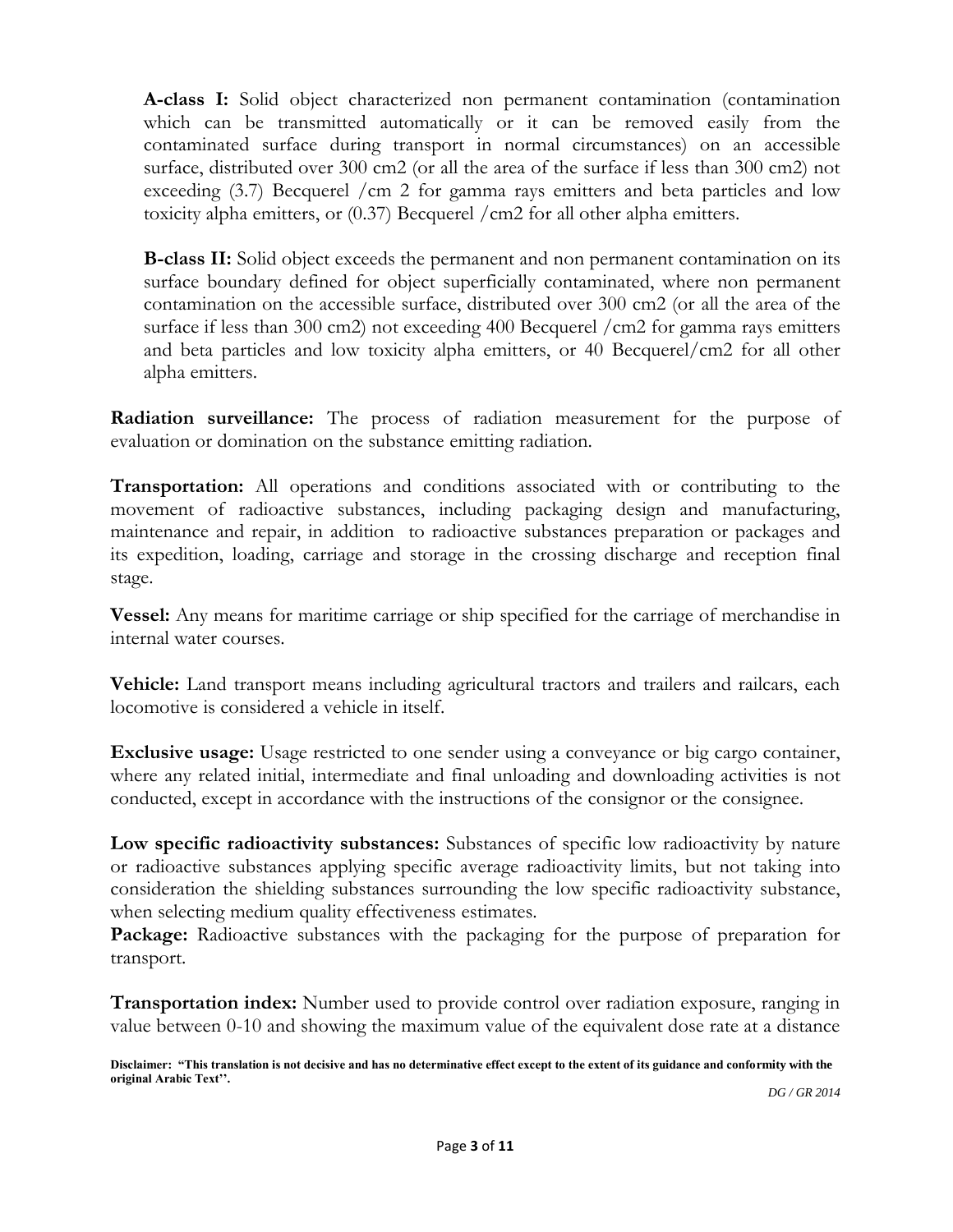**A-class I:** Solid object characterized non permanent contamination (contamination which can be transmitted automatically or it can be removed easily from the contaminated surface during transport in normal circumstances) on an accessible surface, distributed over 300 cm2 (or all the area of the surface if less than 300 cm2) not exceeding (3.7) Becquerel /cm 2 for gamma rays emitters and beta particles and low toxicity alpha emitters, or (0.37) Becquerel /cm2 for all other alpha emitters.

**B-class II:** Solid object exceeds the permanent and non permanent contamination on its surface boundary defined for object superficially contaminated, where non permanent contamination on the accessible surface, distributed over 300 cm2 (or all the area of the surface if less than 300 cm2) not exceeding 400 Becquerel /cm2 for gamma rays emitters and beta particles and low toxicity alpha emitters, or 40 Becquerel/cm2 for all other alpha emitters.

**Radiation surveillance:** The process of radiation measurement for the purpose of evaluation or domination on the substance emitting radiation.

**Transportation:** All operations and conditions associated with or contributing to the movement of radioactive substances, including packaging design and manufacturing, maintenance and repair, in addition to radioactive substances preparation or packages and its expedition, loading, carriage and storage in the crossing discharge and reception final stage.

**Vessel:** Any means for maritime carriage or ship specified for the carriage of merchandise in internal water courses.

**Vehicle:** Land transport means including agricultural tractors and trailers and railcars, each locomotive is considered a vehicle in itself.

**Exclusive usage:** Usage restricted to one sender using a conveyance or big cargo container, where any related initial, intermediate and final unloading and downloading activities is not conducted, except in accordance with the instructions of the consignor or the consignee.

**Low specific radioactivity substances:** Substances of specific low radioactivity by nature or radioactive substances applying specific average radioactivity limits, but not taking into consideration the shielding substances surrounding the low specific radioactivity substance, when selecting medium quality effectiveness estimates.

**Package:** Radioactive substances with the packaging for the purpose of preparation for transport.

**Transportation index:** Number used to provide control over radiation exposure, ranging in value between 0-10 and showing the maximum value of the equivalent dose rate at a distance

**Disclaimer: "This translation is not decisive and has no determinative effect except to the extent of its guidance and conformity with the original Arabic Text''.**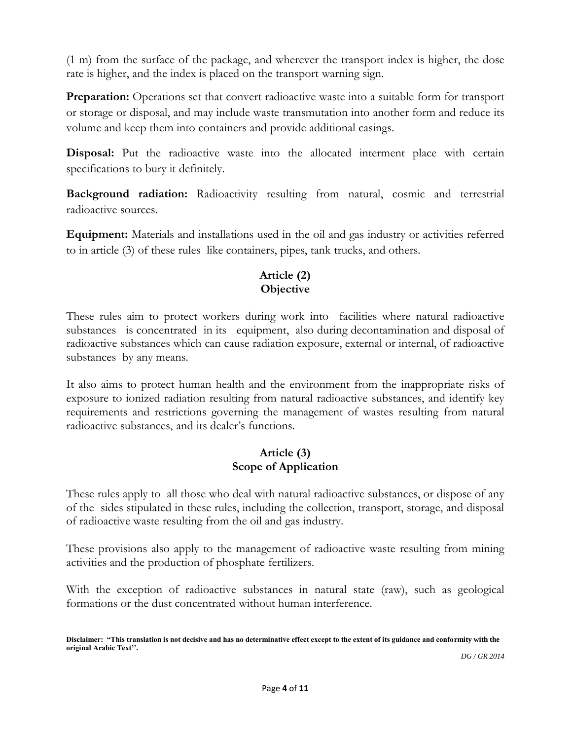(1 m) from the surface of the package, and wherever the transport index is higher, the dose rate is higher, and the index is placed on the transport warning sign.

**Preparation:** Operations set that convert radioactive waste into a suitable form for transport or storage or disposal, and may include waste transmutation into another form and reduce its volume and keep them into containers and provide additional casings.

**Disposal:** Put the radioactive waste into the allocated interment place with certain specifications to bury it definitely.

**Background radiation:** Radioactivity resulting from natural, cosmic and terrestrial radioactive sources.

**Equipment:** Materials and installations used in the oil and gas industry or activities referred to in article (3) of these rules like containers, pipes, tank trucks, and others.

## Article (2)
## Objective

These rules aim to protect workers during work into facilities where natural radioactive substances is concentrated in its equipment, also during decontamination and disposal of radioactive substances which can cause radiation exposure, external or internal, of radioactive substances by any means.

It also aims to protect human health and the environment from the inappropriate risks of exposure to ionized radiation resulting from natural radioactive substances, and identify key requirements and restrictions governing the management of wastes resulting from natural radioactive substances, and its dealer's functions.

## Article (3)
## Scope of Application

These rules apply to all those who deal with natural radioactive substances, or dispose of any of the sides stipulated in these rules, including the collection, transport, storage, and disposal of radioactive waste resulting from the oil and gas industry.

These provisions also apply to the management of radioactive waste resulting from mining activities and the production of phosphate fertilizers.

With the exception of radioactive substances in natural state (raw), such as geological formations or the dust concentrated without human interference.

**Disclaimer: "This translation is not decisive and has no determinative effect except to the extent of its guidance and conformity with the original Arabic Text".**

*DG / GR 2014*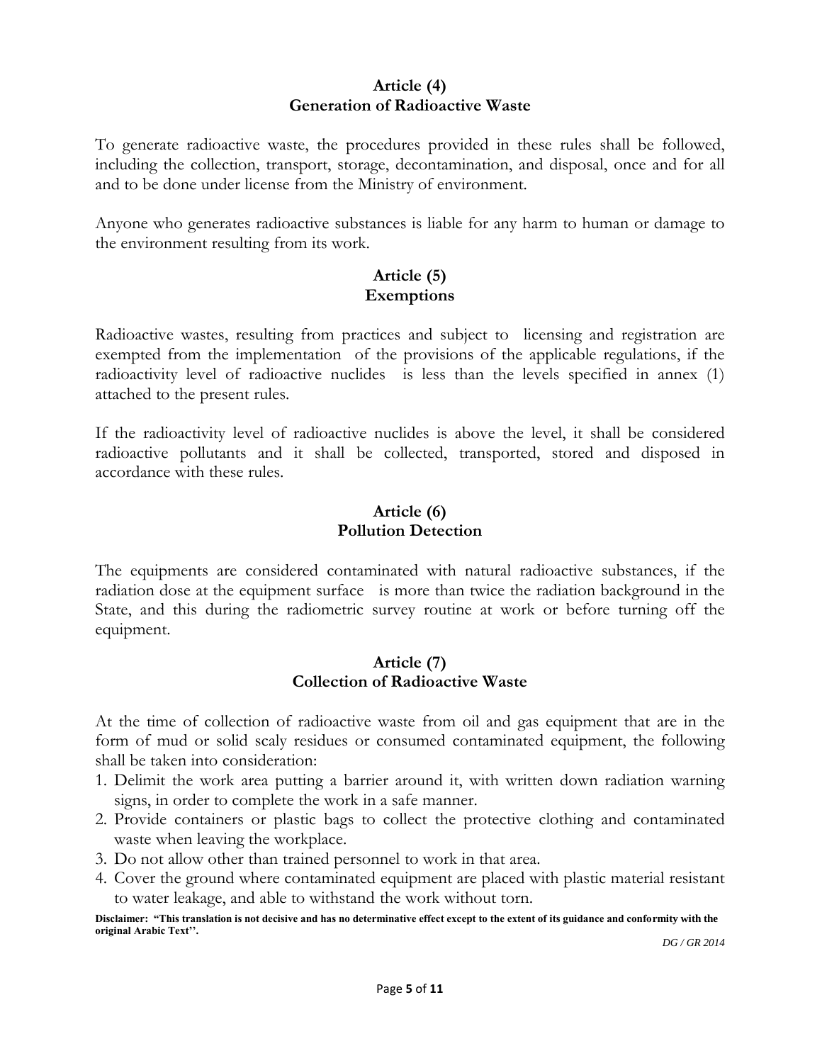## Article (4)
## Generation of Radioactive Waste

To generate radioactive waste, the procedures provided in these rules shall be followed, including the collection, transport, storage, decontamination, and disposal, once and for all and to be done under license from the Ministry of environment.

Anyone who generates radioactive substances is liable for any harm to human or damage to the environment resulting from its work.

## Article (5)
## Exemptions

Radioactive wastes, resulting from practices and subject to licensing and registration are exempted from the implementation of the provisions of the applicable regulations, if the radioactivity level of radioactive nuclides is less than the levels specified in annex (1) attached to the present rules.

If the radioactivity level of radioactive nuclides is above the level, it shall be considered radioactive pollutants and it shall be collected, transported, stored and disposed in accordance with these rules.

## Article (6)
## Pollution Detection

The equipments are considered contaminated with natural radioactive substances, if the radiation dose at the equipment surface is more than twice the radiation background in the State, and this during the radiometric survey routine at work or before turning off the equipment.

## Article (7)
## Collection of Radioactive Waste

At the time of collection of radioactive waste from oil and gas equipment that are in the form of mud or solid scaly residues or consumed contaminated equipment, the following shall be taken into consideration:

1. Delimit the work area putting a barrier around it, with written down radiation warning signs, in order to complete the work in a safe manner.
2. Provide containers or plastic bags to collect the protective clothing and contaminated waste when leaving the workplace.
3. Do not allow other than trained personnel to work in that area.
4. Cover the ground where contaminated equipment are placed with plastic material resistant to water leakage, and able to withstand the work without torn.

**Disclaimer: "This translation is not decisive and has no determinative effect except to the extent of its guidance and conformity with the original Arabic Text''.**

*DG / GR 2014*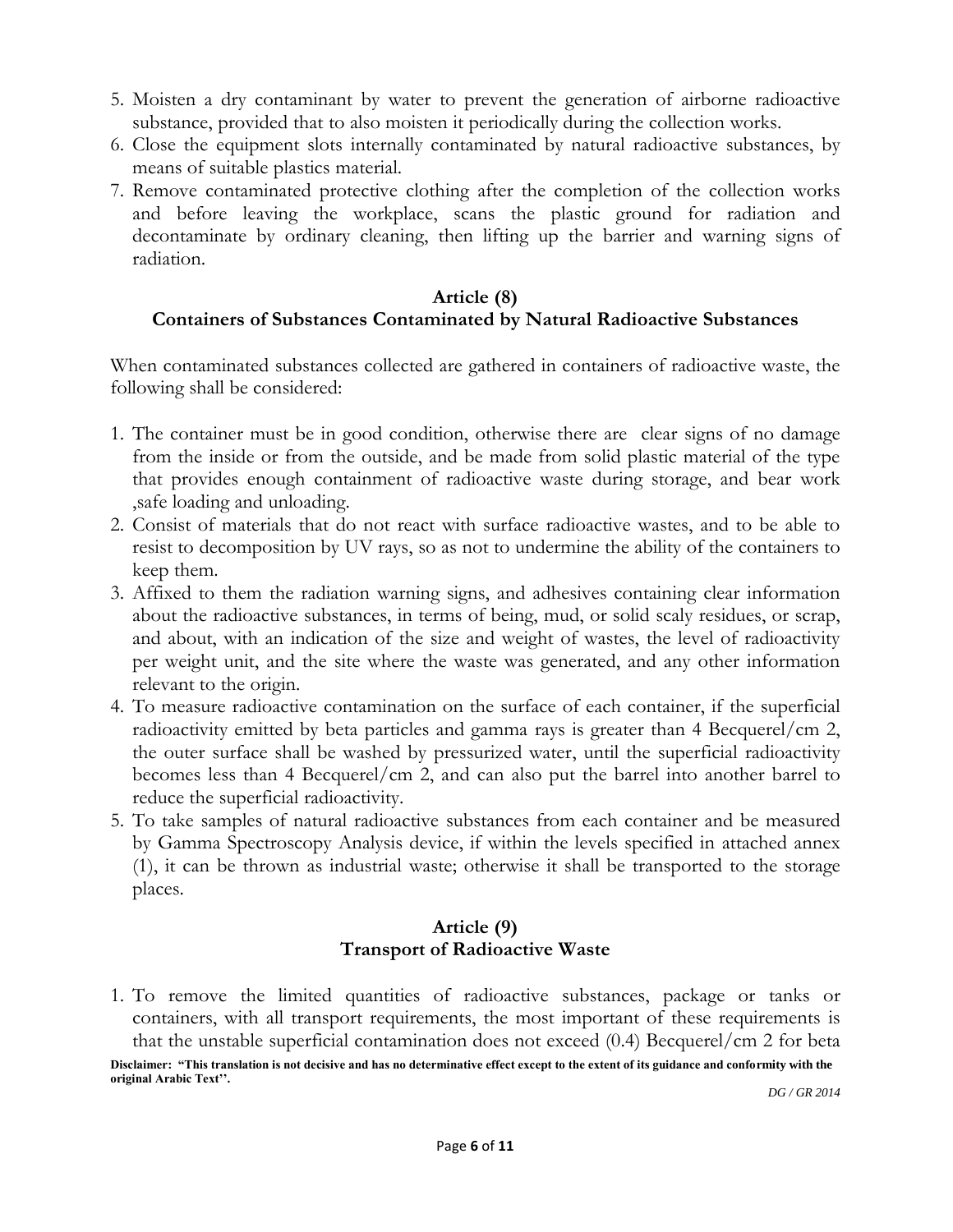5. Moisten a dry contaminant by water to prevent the generation of airborne radioactive substance, provided that to also moisten it periodically during the collection works.
6. Close the equipment slots internally contaminated by natural radioactive substances, by means of suitable plastics material.
7. Remove contaminated protective clothing after the completion of the collection works and before leaving the workplace, scans the plastic ground for radiation and decontaminate by ordinary cleaning, then lifting up the barrier and warning signs of radiation.

## Article (8)
## Containers of Substances Contaminated by Natural Radioactive Substances

When contaminated substances collected are gathered in containers of radioactive waste, the following shall be considered:

1. The container must be in good condition, otherwise there are clear signs of no damage from the inside or from the outside, and be made from solid plastic material of the type that provides enough containment of radioactive waste during storage, and bear work ,safe loading and unloading.
2. Consist of materials that do not react with surface radioactive wastes, and to be able to resist to decomposition by UV rays, so as not to undermine the ability of the containers to keep them.
3. Affixed to them the radiation warning signs, and adhesives containing clear information about the radioactive substances, in terms of being, mud, or solid scaly residues, or scrap, and about, with an indication of the size and weight of wastes, the level of radioactivity per weight unit, and the site where the waste was generated, and any other information relevant to the origin.
4. To measure radioactive contamination on the surface of each container, if the superficial radioactivity emitted by beta particles and gamma rays is greater than 4 Becquerel/cm 2, the outer surface shall be washed by pressurized water, until the superficial radioactivity becomes less than 4 Becquerel/cm 2, and can also put the barrel into another barrel to reduce the superficial radioactivity.
5. To take samples of natural radioactive substances from each container and be measured by Gamma Spectroscopy Analysis device, if within the levels specified in attached annex (1), it can be thrown as industrial waste; otherwise it shall be transported to the storage places.

## Article (9)
## Transport of Radioactive Waste

1. To remove the limited quantities of radioactive substances, package or tanks or containers, with all transport requirements, the most important of these requirements is that the unstable superficial contamination does not exceed (0.4) Becquerel/cm 2 for beta

**Disclaimer: "This translation is not decisive and has no determinative effect except to the extent of its guidance and conformity with the original Arabic Text''.**

*DG / GR 2014*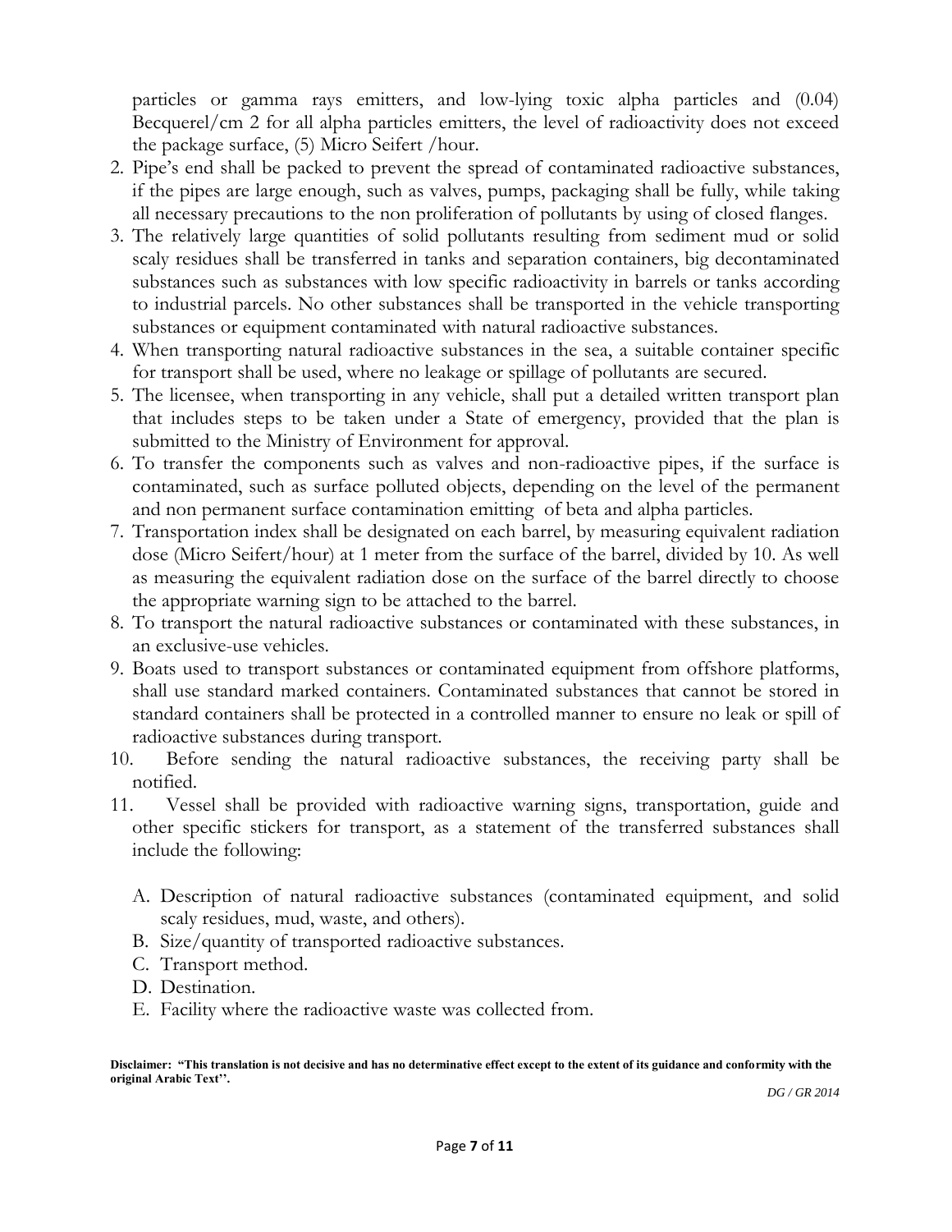particles or gamma rays emitters, and low-lying toxic alpha particles and (0.04) Becquerel/cm 2 for all alpha particles emitters, the level of radioactivity does not exceed the package surface, (5) Micro Seifert /hour.

2. Pipe's end shall be packed to prevent the spread of contaminated radioactive substances, if the pipes are large enough, such as valves, pumps, packaging shall be fully, while taking all necessary precautions to the non proliferation of pollutants by using of closed flanges.
3. The relatively large quantities of solid pollutants resulting from sediment mud or solid scaly residues shall be transferred in tanks and separation containers, big decontaminated substances such as substances with low specific radioactivity in barrels or tanks according to industrial parcels. No other substances shall be transported in the vehicle transporting substances or equipment contaminated with natural radioactive substances.
4. When transporting natural radioactive substances in the sea, a suitable container specific for transport shall be used, where no leakage or spillage of pollutants are secured.
5. The licensee, when transporting in any vehicle, shall put a detailed written transport plan that includes steps to be taken under a State of emergency, provided that the plan is submitted to the Ministry of Environment for approval.
6. To transfer the components such as valves and non-radioactive pipes, if the surface is contaminated, such as surface polluted objects, depending on the level of the permanent and non permanent surface contamination emitting of beta and alpha particles.
7. Transportation index shall be designated on each barrel, by measuring equivalent radiation dose (Micro Seifert/hour) at 1 meter from the surface of the barrel, divided by 10. As well as measuring the equivalent radiation dose on the surface of the barrel directly to choose the appropriate warning sign to be attached to the barrel.
8. To transport the natural radioactive substances or contaminated with these substances, in an exclusive-use vehicles.
9. Boats used to transport substances or contaminated equipment from offshore platforms, shall use standard marked containers. Contaminated substances that cannot be stored in standard containers shall be protected in a controlled manner to ensure no leak or spill of radioactive substances during transport.
10. Before sending the natural radioactive substances, the receiving party shall be notified.
11. Vessel shall be provided with radioactive warning signs, transportation, guide and other specific stickers for transport, as a statement of the transferred substances shall include the following:

    A. Description of natural radioactive substances (contaminated equipment, and solid scaly residues, mud, waste, and others).
    B. Size/quantity of transported radioactive substances.
    C. Transport method.
    D. Destination.
    E. Facility where the radioactive waste was collected from.

**Disclaimer: "This translation is not decisive and has no determinative effect except to the extent of its guidance and conformity with the original Arabic Text''.**

*DG / GR 2014*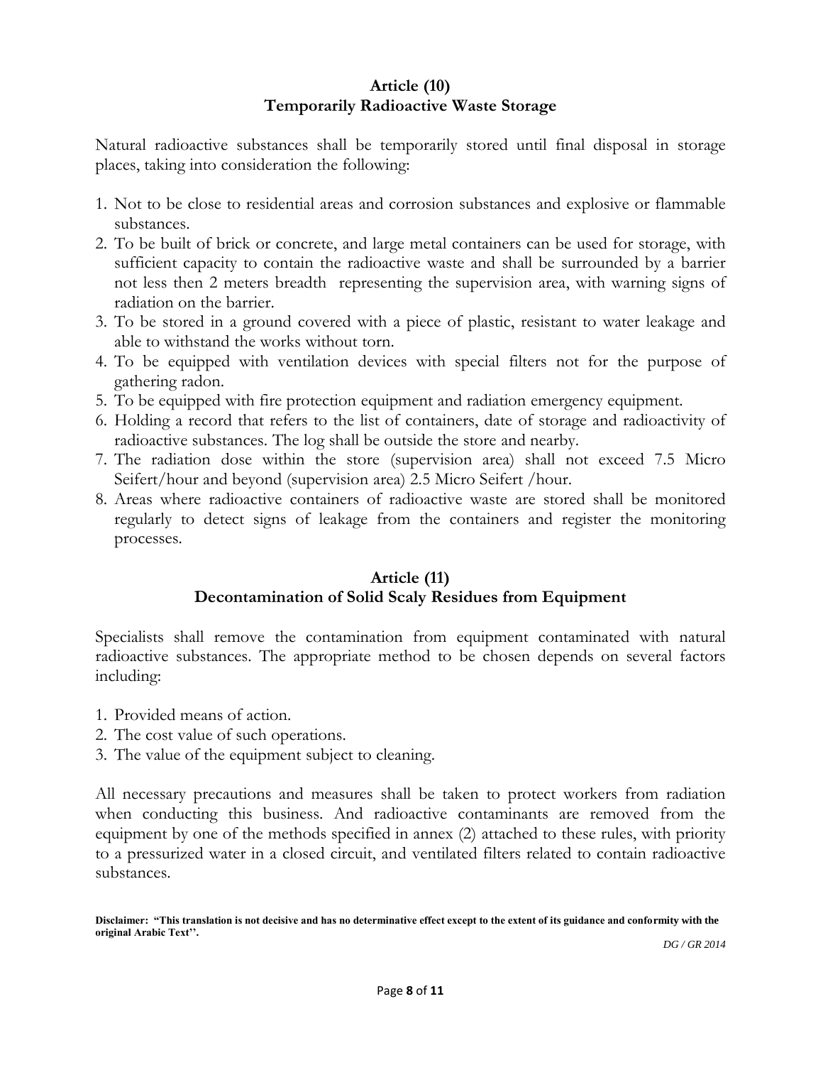## Article (10)
## Temporarily Radioactive Waste Storage

Natural radioactive substances shall be temporarily stored until final disposal in storage places, taking into consideration the following:

1. Not to be close to residential areas and corrosion substances and explosive or flammable substances.
2. To be built of brick or concrete, and large metal containers can be used for storage, with sufficient capacity to contain the radioactive waste and shall be surrounded by a barrier not less then 2 meters breadth representing the supervision area, with warning signs of radiation on the barrier.
3. To be stored in a ground covered with a piece of plastic, resistant to water leakage and able to withstand the works without torn.
4. To be equipped with ventilation devices with special filters not for the purpose of gathering radon.
5. To be equipped with fire protection equipment and radiation emergency equipment.
6. Holding a record that refers to the list of containers, date of storage and radioactivity of radioactive substances. The log shall be outside the store and nearby.
7. The radiation dose within the store (supervision area) shall not exceed 7.5 Micro Seifert/hour and beyond (supervision area) 2.5 Micro Seifert /hour.
8. Areas where radioactive containers of radioactive waste are stored shall be monitored regularly to detect signs of leakage from the containers and register the monitoring processes.

## Article (11)
## Decontamination of Solid Scaly Residues from Equipment

Specialists shall remove the contamination from equipment contaminated with natural radioactive substances. The appropriate method to be chosen depends on several factors including:

1. Provided means of action.
2. The cost value of such operations.
3. The value of the equipment subject to cleaning.

All necessary precautions and measures shall be taken to protect workers from radiation when conducting this business. And radioactive contaminants are removed from the equipment by one of the methods specified in annex (2) attached to these rules, with priority to a pressurized water in a closed circuit, and ventilated filters related to contain radioactive substances.

**Disclaimer: "This translation is not decisive and has no determinative effect except to the extent of its guidance and conformity with the original Arabic Text''.**

*DG / GR 2014*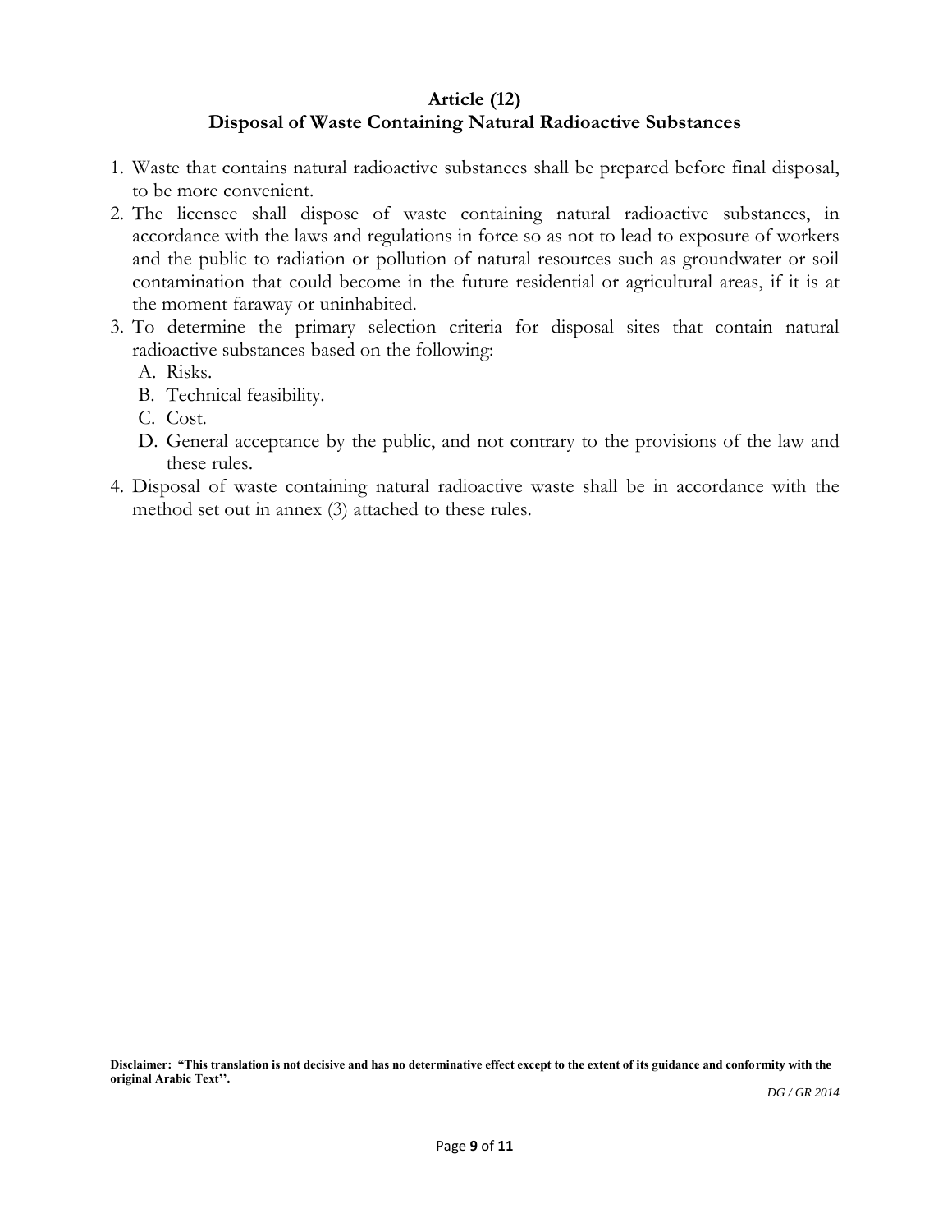## Article (12)
## Disposal of Waste Containing Natural Radioactive Substances

1. Waste that contains natural radioactive substances shall be prepared before final disposal, to be more convenient.
2. The licensee shall dispose of waste containing natural radioactive substances, in accordance with the laws and regulations in force so as not to lead to exposure of workers and the public to radiation or pollution of natural resources such as groundwater or soil contamination that could become in the future residential or agricultural areas, if it is at the moment faraway or uninhabited.
3. To determine the primary selection criteria for disposal sites that contain natural radioactive substances based on the following:
   A. Risks.
   B. Technical feasibility.
   C. Cost.
   D. General acceptance by the public, and not contrary to the provisions of the law and these rules.
4. Disposal of waste containing natural radioactive waste shall be in accordance with the method set out in annex (3) attached to these rules.

**Disclaimer: "This translation is not decisive and has no determinative effect except to the extent of its guidance and conformity with the original Arabic Text''.**

*DG / GR 2014*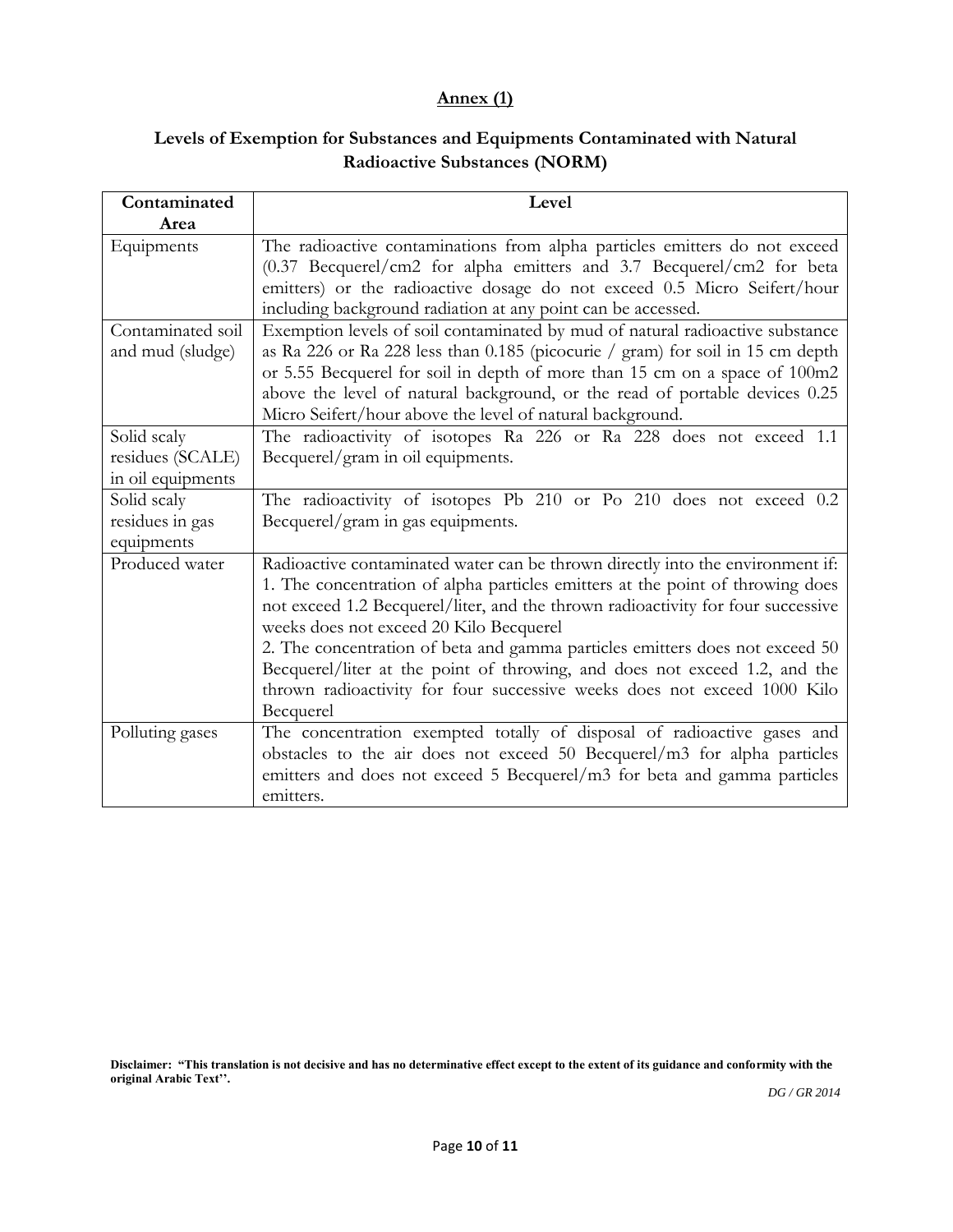# Annex (1)

## Levels of Exemption for Substances and Equipments Contaminated with Natural Radioactive Substances (NORM)

| Contaminated Area | Level |
|---|---|
| Equipments | The radioactive contaminations from alpha particles emitters do not exceed (0.37 Becquerel/cm2 for alpha emitters and 3.7 Becquerel/cm2 for beta emitters) or the radioactive dosage do not exceed 0.5 Micro Seifert/hour including background radiation at any point can be accessed. |
| Contaminated soil and mud (sludge) | Exemption levels of soil contaminated by mud of natural radioactive substance as Ra 226 or Ra 228 less than 0.185 (picocurie / gram) for soil in 15 cm depth or 5.55 Becquerel for soil in depth of more than 15 cm on a space of 100m2 above the level of natural background, or the read of portable devices 0.25 Micro Seifert/hour above the level of natural background. |
| Solid scaly residues (SCALE) in oil equipments | The radioactivity of isotopes Ra 226 or Ra 228 does not exceed 1.1 Becquerel/gram in oil equipments. |
| Solid scaly residues in gas equipments | The radioactivity of isotopes Pb 210 or Po 210 does not exceed 0.2 Becquerel/gram in gas equipments. |
| Produced water | Radioactive contaminated water can be thrown directly into the environment if:<br>1. The concentration of alpha particles emitters at the point of throwing does not exceed 1.2 Becquerel/liter, and the thrown radioactivity for four successive weeks does not exceed 20 Kilo Becquerel<br>2. The concentration of beta and gamma particles emitters does not exceed 50 Becquerel/liter at the point of throwing, and does not exceed 1.2, and the thrown radioactivity for four successive weeks does not exceed 1000 Kilo Becquerel |
| Polluting gases | The concentration exempted totally of disposal of radioactive gases and obstacles to the air does not exceed 50 Becquerel/m3 for alpha particles emitters and does not exceed 5 Becquerel/m3 for beta and gamma particles emitters. |

**Disclaimer: "This translation is not decisive and has no determinative effect except to the extent of its guidance and conformity with the original Arabic Text''.**

*DG / GR 2014*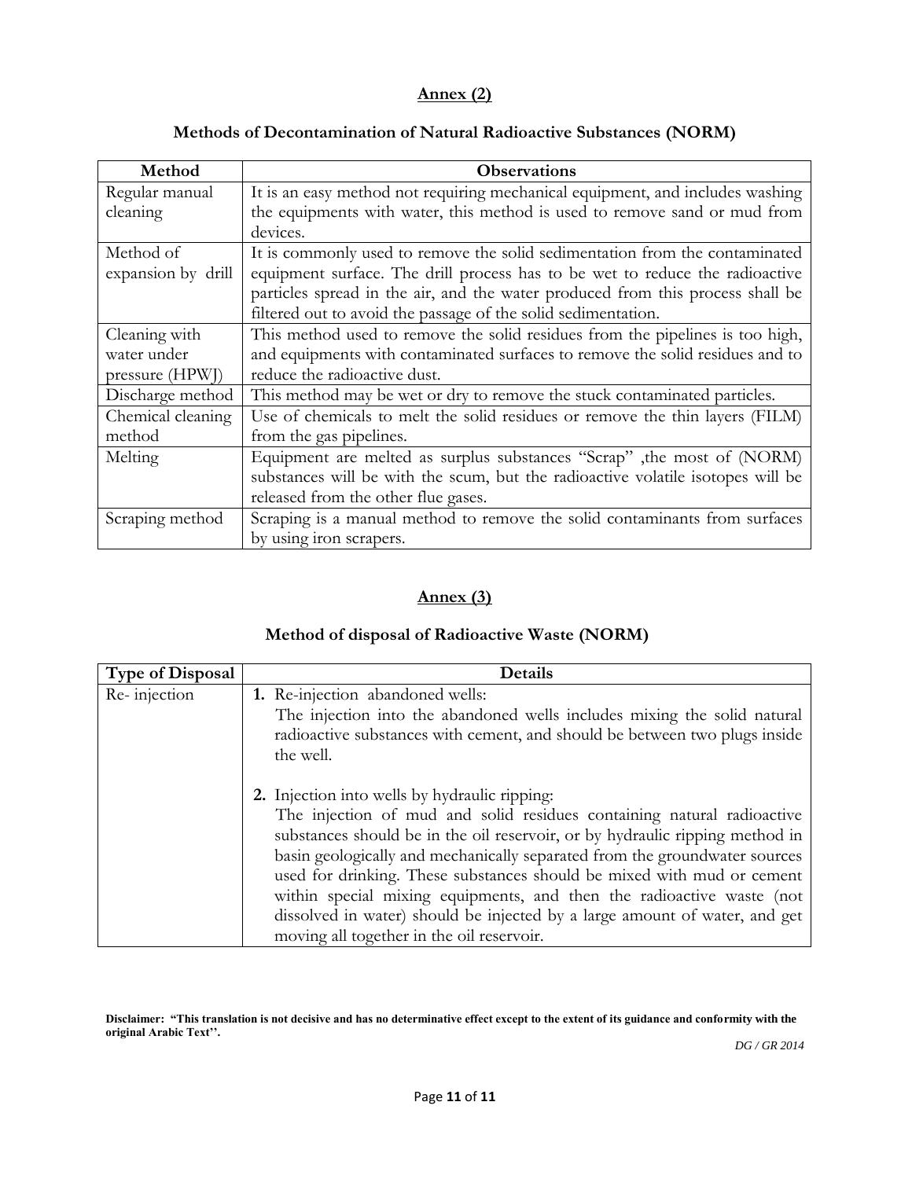## Annex (2)

### Methods of Decontamination of Natural Radioactive Substances (NORM)

| Method | Observations |
|---|---|
| Regular manual cleaning | It is an easy method not requiring mechanical equipment, and includes washing the equipments with water, this method is used to remove sand or mud from devices. |
| Method of expansion by drill | It is commonly used to remove the solid sedimentation from the contaminated equipment surface. The drill process has to be wet to reduce the radioactive particles spread in the air, and the water produced from this process shall be filtered out to avoid the passage of the solid sedimentation. |
| Cleaning with water under pressure (HPWJ) | This method used to remove the solid residues from the pipelines is too high, and equipments with contaminated surfaces to remove the solid residues and to reduce the radioactive dust. |
| Discharge method | This method may be wet or dry to remove the stuck contaminated particles. |
| Chemical cleaning method | Use of chemicals to melt the solid residues or remove the thin layers (FILM) from the gas pipelines. |
| Melting | Equipment are melted as surplus substances "Scrap" ,the most of (NORM) substances will be with the scum, but the radioactive volatile isotopes will be released from the other flue gases. |
| Scraping method | Scraping is a manual method to remove the solid contaminants from surfaces by using iron scrapers. |

## Annex (3)

### Method of disposal of Radioactive Waste (NORM)

| Type of Disposal | Details |
|---|---|
| Re- injection | **1.** Re-injection abandoned wells: The injection into the abandoned wells includes mixing the solid natural radioactive substances with cement, and should be between two plugs inside the well. <br><br> **2.** Injection into wells by hydraulic ripping: The injection of mud and solid residues containing natural radioactive substances should be in the oil reservoir, or by hydraulic ripping method in basin geologically and mechanically separated from the groundwater sources used for drinking. These substances should be mixed with mud or cement within special mixing equipments, and then the radioactive waste (not dissolved in water) should be injected by a large amount of water, and get moving all together in the oil reservoir. |

**Disclaimer: "This translation is not decisive and has no determinative effect except to the extent of its guidance and conformity with the original Arabic Text".**

*DG / GR 2014*